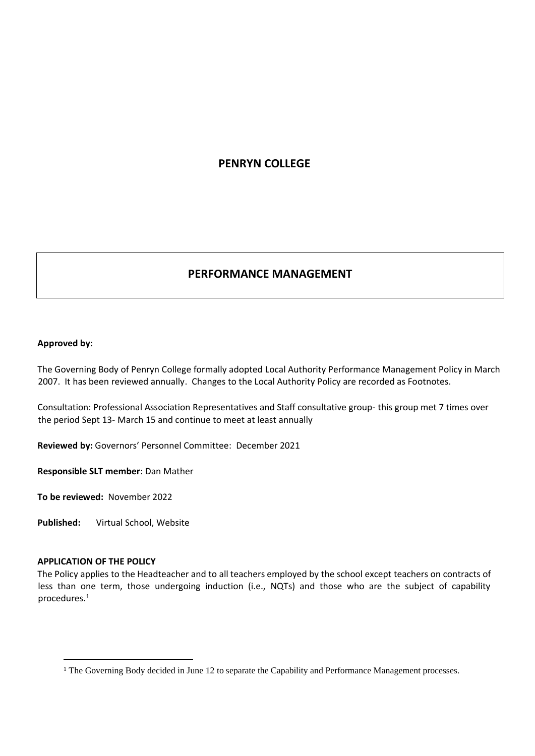# PENRYN COLLEGE

## PERFORMANCE MANAGEMENT

**Approved by:**

The Governing Body of Penryn College formally adopted Local Authority Performance Management Policy in March 2007. It has been reviewed annually. Changes to the Local Authority Policy are recorded as Footnotes.

Consultation: Professional Association Representatives and Staff consultative group- this group met 7 times over the period Sept 13- March 15 and continue to meet at least annually

**Reviewed by:** Governors' Personnel Committee: December 2021

**Responsible SLT member**: Dan Mather

**To be reviewed:** November 2022

**Published:** Virtual School, Website

**APPLICATION OF THE POLICY**

The Policy applies to the Headteacher and to all teachers employed by the school except teachers on contracts of less than one term, those undergoing induction (i.e., NQTs) and those who are the subject of capability procedures.[1]

[1] The Governing Body decided in June 12 to separate the Capability and Performance Management processes.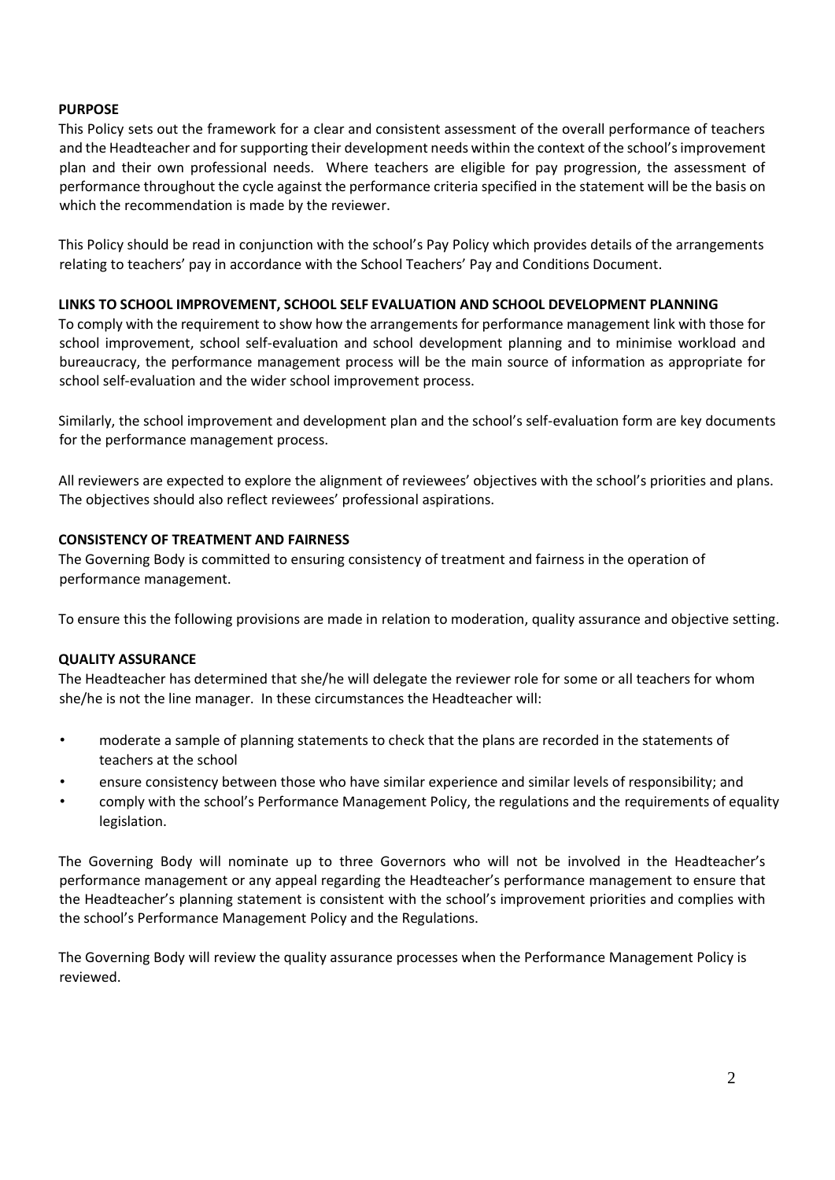## PURPOSE

This Policy sets out the framework for a clear and consistent assessment of the overall performance of teachers and the Headteacher and for supporting their development needs within the context of the school's improvement plan and their own professional needs. Where teachers are eligible for pay progression, the assessment of performance throughout the cycle against the performance criteria specified in the statement will be the basis on which the recommendation is made by the reviewer.

This Policy should be read in conjunction with the school's Pay Policy which provides details of the arrangements relating to teachers' pay in accordance with the School Teachers' Pay and Conditions Document.

## LINKS TO SCHOOL IMPROVEMENT, SCHOOL SELF EVALUATION AND SCHOOL DEVELOPMENT PLANNING

To comply with the requirement to show how the arrangements for performance management link with those for school improvement, school self-evaluation and school development planning and to minimise workload and bureaucracy, the performance management process will be the main source of information as appropriate for school self-evaluation and the wider school improvement process.

Similarly, the school improvement and development plan and the school's self-evaluation form are key documents for the performance management process.

All reviewers are expected to explore the alignment of reviewees' objectives with the school's priorities and plans. The objectives should also reflect reviewees' professional aspirations.

## CONSISTENCY OF TREATMENT AND FAIRNESS

The Governing Body is committed to ensuring consistency of treatment and fairness in the operation of performance management.

To ensure this the following provisions are made in relation to moderation, quality assurance and objective setting.

## QUALITY ASSURANCE

The Headteacher has determined that she/he will delegate the reviewer role for some or all teachers for whom she/he is not the line manager. In these circumstances the Headteacher will:

- moderate a sample of planning statements to check that the plans are recorded in the statements of teachers at the school
- ensure consistency between those who have similar experience and similar levels of responsibility; and
- comply with the school's Performance Management Policy, the regulations and the requirements of equality legislation.

The Governing Body will nominate up to three Governors who will not be involved in the Headteacher's performance management or any appeal regarding the Headteacher's performance management to ensure that the Headteacher's planning statement is consistent with the school's improvement priorities and complies with the school's Performance Management Policy and the Regulations.

The Governing Body will review the quality assurance processes when the Performance Management Policy is reviewed.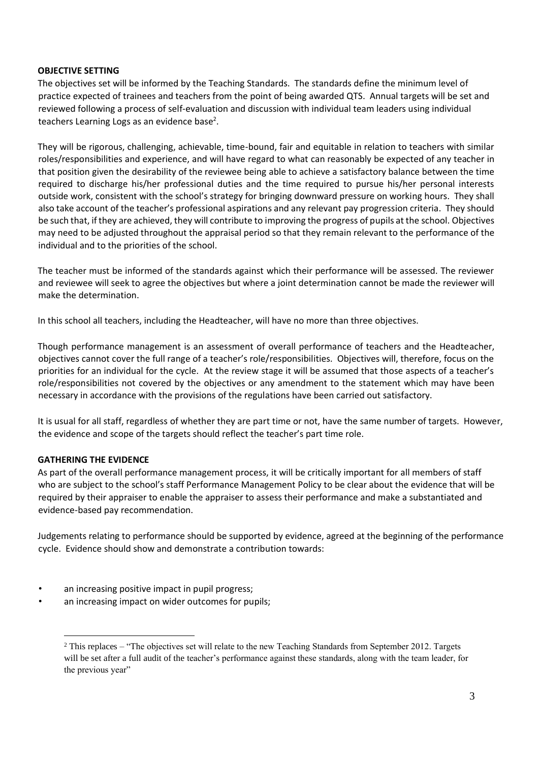**OBJECTIVE SETTING**

The objectives set will be informed by the Teaching Standards. The standards define the minimum level of practice expected of trainees and teachers from the point of being awarded QTS. Annual targets will be set and reviewed following a process of self-evaluation and discussion with individual team leaders using individual teachers Learning Logs as an evidence base[2].

They will be rigorous, challenging, achievable, time-bound, fair and equitable in relation to teachers with similar roles/responsibilities and experience, and will have regard to what can reasonably be expected of any teacher in that position given the desirability of the reviewee being able to achieve a satisfactory balance between the time required to discharge his/her professional duties and the time required to pursue his/her personal interests outside work, consistent with the school's strategy for bringing downward pressure on working hours. They shall also take account of the teacher's professional aspirations and any relevant pay progression criteria. They should be such that, if they are achieved, they will contribute to improving the progress of pupils at the school. Objectives may need to be adjusted throughout the appraisal period so that they remain relevant to the performance of the individual and to the priorities of the school.

The teacher must be informed of the standards against which their performance will be assessed. The reviewer and reviewee will seek to agree the objectives but where a joint determination cannot be made the reviewer will make the determination.

In this school all teachers, including the Headteacher, will have no more than three objectives.

Though performance management is an assessment of overall performance of teachers and the Headteacher, objectives cannot cover the full range of a teacher's role/responsibilities. Objectives will, therefore, focus on the priorities for an individual for the cycle. At the review stage it will be assumed that those aspects of a teacher's role/responsibilities not covered by the objectives or any amendment to the statement which may have been necessary in accordance with the provisions of the regulations have been carried out satisfactory.

It is usual for all staff, regardless of whether they are part time or not, have the same number of targets. However, the evidence and scope of the targets should reflect the teacher's part time role.

**GATHERING THE EVIDENCE**

As part of the overall performance management process, it will be critically important for all members of staff who are subject to the school's staff Performance Management Policy to be clear about the evidence that will be required by their appraiser to enable the appraiser to assess their performance and make a substantiated and evidence-based pay recommendation.

Judgements relating to performance should be supported by evidence, agreed at the beginning of the performance cycle. Evidence should show and demonstrate a contribution towards:

- an increasing positive impact in pupil progress;
- an increasing impact on wider outcomes for pupils;

[2] This replaces – "The objectives set will relate to the new Teaching Standards from September 2012. Targets will be set after a full audit of the teacher's performance against these standards, along with the team leader, for the previous year"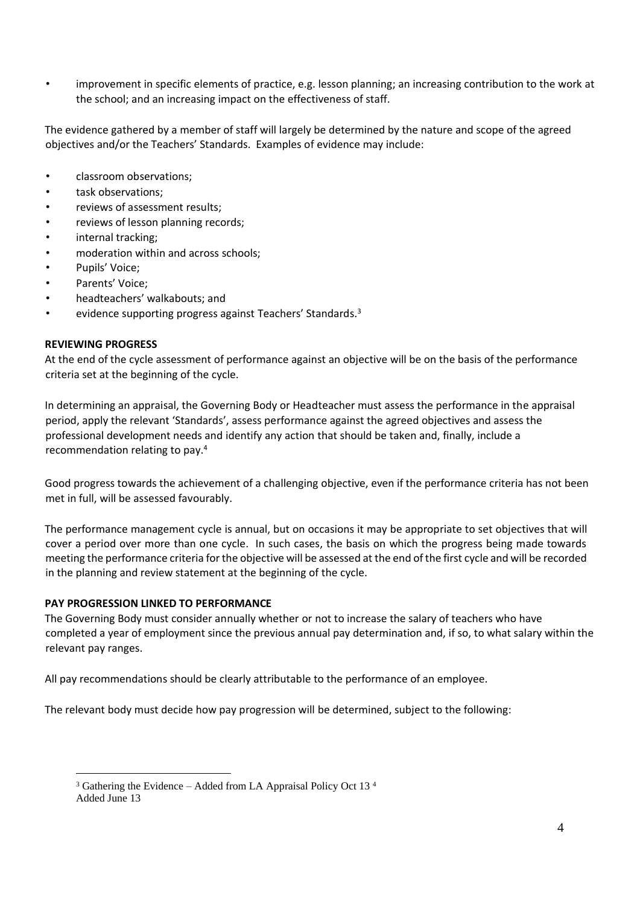- improvement in specific elements of practice, e.g. lesson planning; an increasing contribution to the work at the school; and an increasing impact on the effectiveness of staff.

The evidence gathered by a member of staff will largely be determined by the nature and scope of the agreed objectives and/or the Teachers' Standards. Examples of evidence may include:

- classroom observations;
- task observations;
- reviews of assessment results;
- reviews of lesson planning records;
- internal tracking;
- moderation within and across schools;
- Pupils' Voice;
- Parents' Voice;
- headteachers' walkabouts; and
- evidence supporting progress against Teachers' Standards.[3]

**REVIEWING PROGRESS**

At the end of the cycle assessment of performance against an objective will be on the basis of the performance criteria set at the beginning of the cycle.

In determining an appraisal, the Governing Body or Headteacher must assess the performance in the appraisal period, apply the relevant 'Standards', assess performance against the agreed objectives and assess the professional development needs and identify any action that should be taken and, finally, include a recommendation relating to pay.[4]

Good progress towards the achievement of a challenging objective, even if the performance criteria has not been met in full, will be assessed favourably.

The performance management cycle is annual, but on occasions it may be appropriate to set objectives that will cover a period over more than one cycle. In such cases, the basis on which the progress being made towards meeting the performance criteria for the objective will be assessed at the end of the first cycle and will be recorded in the planning and review statement at the beginning of the cycle.

**PAY PROGRESSION LINKED TO PERFORMANCE**

The Governing Body must consider annually whether or not to increase the salary of teachers who have completed a year of employment since the previous annual pay determination and, if so, to what salary within the relevant pay ranges.

All pay recommendations should be clearly attributable to the performance of an employee.

The relevant body must decide how pay progression will be determined, subject to the following:

---

[3] Gathering the Evidence – Added from LA Appraisal Policy Oct 13

[4] Added June 13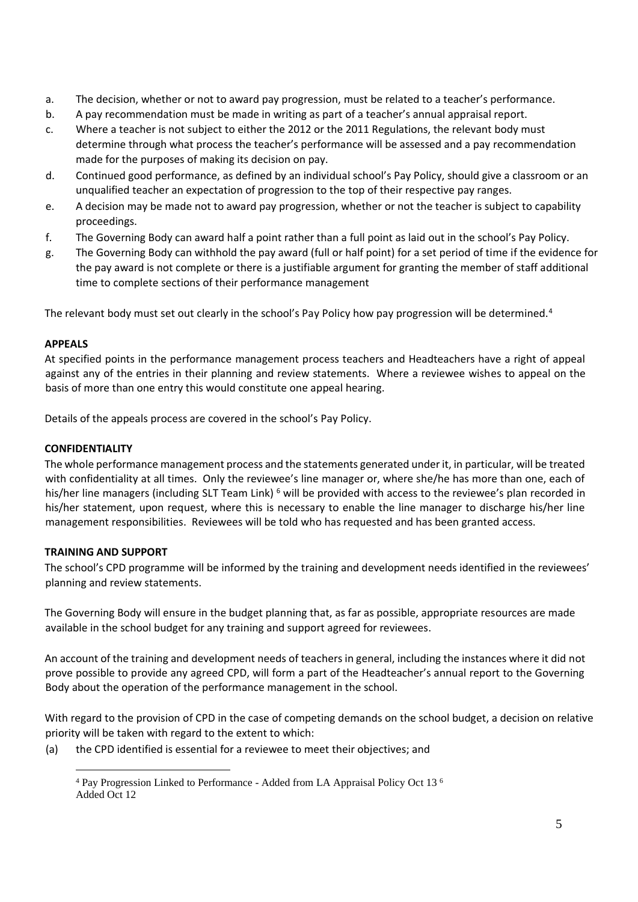a. The decision, whether or not to award pay progression, must be related to a teacher's performance.
b. A pay recommendation must be made in writing as part of a teacher's annual appraisal report.
c. Where a teacher is not subject to either the 2012 or the 2011 Regulations, the relevant body must determine through what process the teacher's performance will be assessed and a pay recommendation made for the purposes of making its decision on pay.
d. Continued good performance, as defined by an individual school's Pay Policy, should give a classroom or an unqualified teacher an expectation of progression to the top of their respective pay ranges.
e. A decision may be made not to award pay progression, whether or not the teacher is subject to capability proceedings.
f. The Governing Body can award half a point rather than a full point as laid out in the school's Pay Policy.
g. The Governing Body can withhold the pay award (full or half point) for a set period of time if the evidence for the pay award is not complete or there is a justifiable argument for granting the member of staff additional time to complete sections of their performance management

The relevant body must set out clearly in the school's Pay Policy how pay progression will be determined.[4]

**APPEALS**

At specified points in the performance management process teachers and Headteachers have a right of appeal against any of the entries in their planning and review statements. Where a reviewee wishes to appeal on the basis of more than one entry this would constitute one appeal hearing.

Details of the appeals process are covered in the school's Pay Policy.

**CONFIDENTIALITY**

The whole performance management process and the statements generated under it, in particular, will be treated with confidentiality at all times. Only the reviewee's line manager or, where she/he has more than one, each of his/her line managers (including SLT Team Link) [6] will be provided with access to the reviewee's plan recorded in his/her statement, upon request, where this is necessary to enable the line manager to discharge his/her line management responsibilities. Reviewees will be told who has requested and has been granted access.

**TRAINING AND SUPPORT**

The school's CPD programme will be informed by the training and development needs identified in the reviewees' planning and review statements.

The Governing Body will ensure in the budget planning that, as far as possible, appropriate resources are made available in the school budget for any training and support agreed for reviewees.

An account of the training and development needs of teachers in general, including the instances where it did not prove possible to provide any agreed CPD, will form a part of the Headteacher's annual report to the Governing Body about the operation of the performance management in the school.

With regard to the provision of CPD in the case of competing demands on the school budget, a decision on relative priority will be taken with regard to the extent to which:

(a) the CPD identified is essential for a reviewee to meet their objectives; and

---

[4] Pay Progression Linked to Performance - Added from LA Appraisal Policy Oct 13

[6] Added Oct 12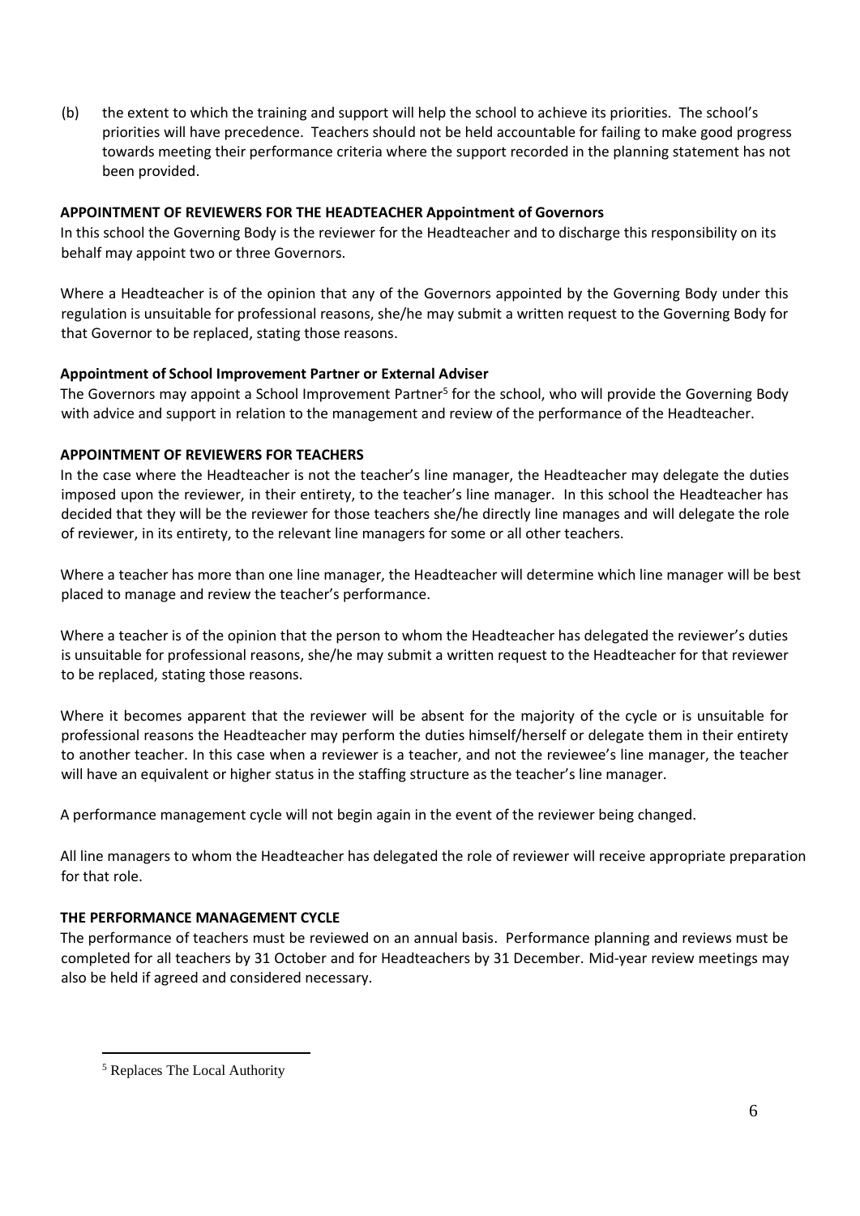(b) the extent to which the training and support will help the school to achieve its priorities. The school's priorities will have precedence. Teachers should not be held accountable for failing to make good progress towards meeting their performance criteria where the support recorded in the planning statement has not been provided.

**APPOINTMENT OF REVIEWERS FOR THE HEADTEACHER Appointment of Governors**

In this school the Governing Body is the reviewer for the Headteacher and to discharge this responsibility on its behalf may appoint two or three Governors.

Where a Headteacher is of the opinion that any of the Governors appointed by the Governing Body under this regulation is unsuitable for professional reasons, she/he may submit a written request to the Governing Body for that Governor to be replaced, stating those reasons.

**Appointment of School Improvement Partner or External Adviser**

The Governors may appoint a School Improvement Partner[5] for the school, who will provide the Governing Body with advice and support in relation to the management and review of the performance of the Headteacher.

**APPOINTMENT OF REVIEWERS FOR TEACHERS**

In the case where the Headteacher is not the teacher's line manager, the Headteacher may delegate the duties imposed upon the reviewer, in their entirety, to the teacher's line manager. In this school the Headteacher has decided that they will be the reviewer for those teachers she/he directly line manages and will delegate the role of reviewer, in its entirety, to the relevant line managers for some or all other teachers.

Where a teacher has more than one line manager, the Headteacher will determine which line manager will be best placed to manage and review the teacher's performance.

Where a teacher is of the opinion that the person to whom the Headteacher has delegated the reviewer's duties is unsuitable for professional reasons, she/he may submit a written request to the Headteacher for that reviewer to be replaced, stating those reasons.

Where it becomes apparent that the reviewer will be absent for the majority of the cycle or is unsuitable for professional reasons the Headteacher may perform the duties himself/herself or delegate them in their entirety to another teacher. In this case when a reviewer is a teacher, and not the reviewee's line manager, the teacher will have an equivalent or higher status in the staffing structure as the teacher's line manager.

A performance management cycle will not begin again in the event of the reviewer being changed.

All line managers to whom the Headteacher has delegated the role of reviewer will receive appropriate preparation for that role.

**THE PERFORMANCE MANAGEMENT CYCLE**

The performance of teachers must be reviewed on an annual basis. Performance planning and reviews must be completed for all teachers by 31 October and for Headteachers by 31 December. Mid-year review meetings may also be held if agreed and considered necessary.

---

[5] Replaces The Local Authority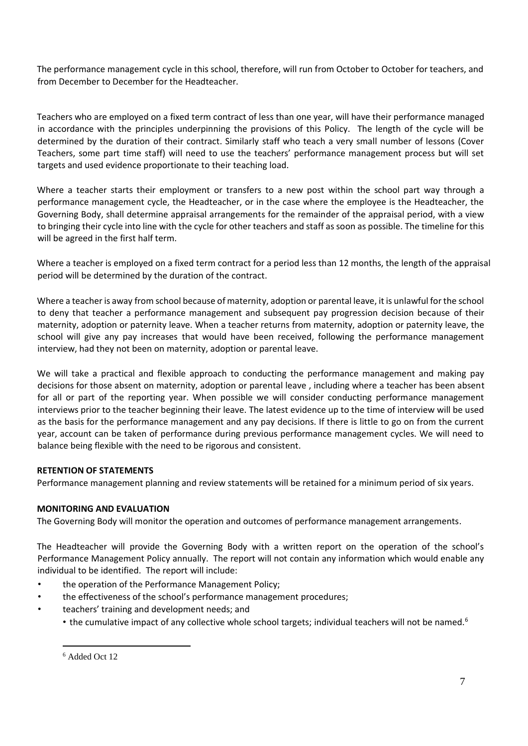The performance management cycle in this school, therefore, will run from October to October for teachers, and from December to December for the Headteacher.

Teachers who are employed on a fixed term contract of less than one year, will have their performance managed in accordance with the principles underpinning the provisions of this Policy. The length of the cycle will be determined by the duration of their contract. Similarly staff who teach a very small number of lessons (Cover Teachers, some part time staff) will need to use the teachers' performance management process but will set targets and used evidence proportionate to their teaching load.

Where a teacher starts their employment or transfers to a new post within the school part way through a performance management cycle, the Headteacher, or in the case where the employee is the Headteacher, the Governing Body, shall determine appraisal arrangements for the remainder of the appraisal period, with a view to bringing their cycle into line with the cycle for other teachers and staff as soon as possible. The timeline for this will be agreed in the first half term.

Where a teacher is employed on a fixed term contract for a period less than 12 months, the length of the appraisal period will be determined by the duration of the contract.

Where a teacher is away from school because of maternity, adoption or parental leave, it is unlawful for the school to deny that teacher a performance management and subsequent pay progression decision because of their maternity, adoption or paternity leave. When a teacher returns from maternity, adoption or paternity leave, the school will give any pay increases that would have been received, following the performance management interview, had they not been on maternity, adoption or parental leave.

We will take a practical and flexible approach to conducting the performance management and making pay decisions for those absent on maternity, adoption or parental leave , including where a teacher has been absent for all or part of the reporting year. When possible we will consider conducting performance management interviews prior to the teacher beginning their leave. The latest evidence up to the time of interview will be used as the basis for the performance management and any pay decisions. If there is little to go on from the current year, account can be taken of performance during previous performance management cycles. We will need to balance being flexible with the need to be rigorous and consistent.

**RETENTION OF STATEMENTS**

Performance management planning and review statements will be retained for a minimum period of six years.

**MONITORING AND EVALUATION**

The Governing Body will monitor the operation and outcomes of performance management arrangements.

The Headteacher will provide the Governing Body with a written report on the operation of the school's Performance Management Policy annually. The report will not contain any information which would enable any individual to be identified. The report will include:

- the operation of the Performance Management Policy;
- the effectiveness of the school's performance management procedures;
- teachers' training and development needs; and
  - the cumulative impact of any collective whole school targets; individual teachers will not be named.[6]

[6] Added Oct 12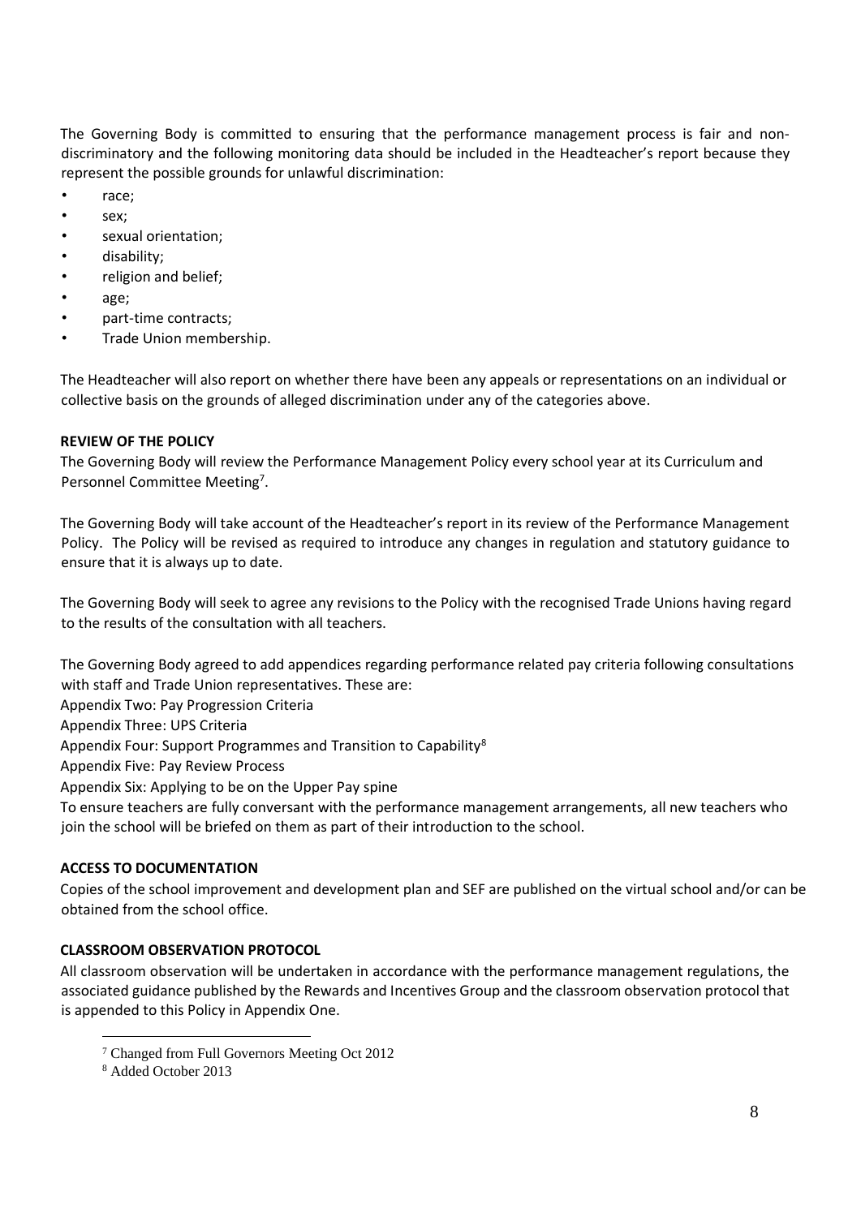The Governing Body is committed to ensuring that the performance management process is fair and non-discriminatory and the following monitoring data should be included in the Headteacher's report because they represent the possible grounds for unlawful discrimination:

- race;
- sex;
- sexual orientation;
- disability;
- religion and belief;
- age;
- part-time contracts;
- Trade Union membership.

The Headteacher will also report on whether there have been any appeals or representations on an individual or collective basis on the grounds of alleged discrimination under any of the categories above.

**REVIEW OF THE POLICY**

The Governing Body will review the Performance Management Policy every school year at its Curriculum and Personnel Committee Meeting[7].

The Governing Body will take account of the Headteacher's report in its review of the Performance Management Policy. The Policy will be revised as required to introduce any changes in regulation and statutory guidance to ensure that it is always up to date.

The Governing Body will seek to agree any revisions to the Policy with the recognised Trade Unions having regard to the results of the consultation with all teachers.

The Governing Body agreed to add appendices regarding performance related pay criteria following consultations with staff and Trade Union representatives. These are:

Appendix Two: Pay Progression Criteria

Appendix Three: UPS Criteria

Appendix Four: Support Programmes and Transition to Capability[8]

Appendix Five: Pay Review Process

Appendix Six: Applying to be on the Upper Pay spine

To ensure teachers are fully conversant with the performance management arrangements, all new teachers who join the school will be briefed on them as part of their introduction to the school.

**ACCESS TO DOCUMENTATION**

Copies of the school improvement and development plan and SEF are published on the virtual school and/or can be obtained from the school office.

**CLASSROOM OBSERVATION PROTOCOL**

All classroom observation will be undertaken in accordance with the performance management regulations, the associated guidance published by the Rewards and Incentives Group and the classroom observation protocol that is appended to this Policy in Appendix One.

---

[7] Changed from Full Governors Meeting Oct 2012

[8] Added October 2013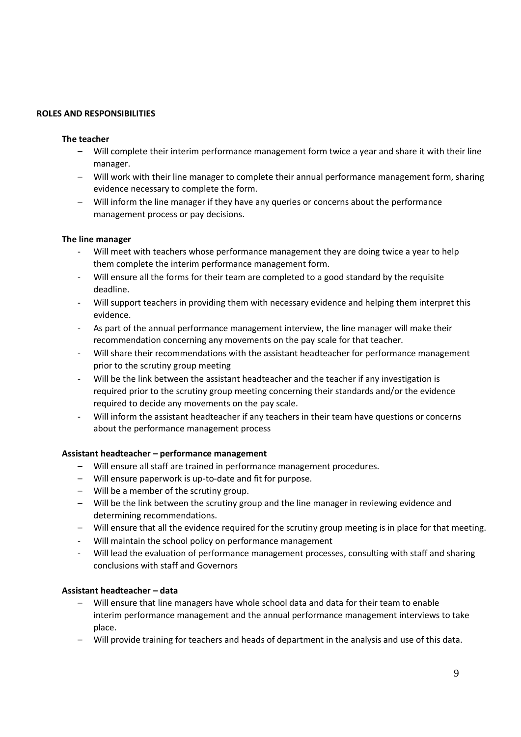**ROLES AND RESPONSIBILITIES**

**The teacher**

- Will complete their interim performance management form twice a year and share it with their line manager.
- Will work with their line manager to complete their annual performance management form, sharing evidence necessary to complete the form.
- Will inform the line manager if they have any queries or concerns about the performance management process or pay decisions.

**The line manager**

- Will meet with teachers whose performance management they are doing twice a year to help them complete the interim performance management form.
- Will ensure all the forms for their team are completed to a good standard by the requisite deadline.
- Will support teachers in providing them with necessary evidence and helping them interpret this evidence.
- As part of the annual performance management interview, the line manager will make their recommendation concerning any movements on the pay scale for that teacher.
- Will share their recommendations with the assistant headteacher for performance management prior to the scrutiny group meeting
- Will be the link between the assistant headteacher and the teacher if any investigation is required prior to the scrutiny group meeting concerning their standards and/or the evidence required to decide any movements on the pay scale.
- Will inform the assistant headteacher if any teachers in their team have questions or concerns about the performance management process

**Assistant headteacher – performance management**

- Will ensure all staff are trained in performance management procedures.
- Will ensure paperwork is up-to-date and fit for purpose.
- Will be a member of the scrutiny group.
- Will be the link between the scrutiny group and the line manager in reviewing evidence and determining recommendations.
- Will ensure that all the evidence required for the scrutiny group meeting is in place for that meeting.
- Will maintain the school policy on performance management
- Will lead the evaluation of performance management processes, consulting with staff and sharing conclusions with staff and Governors

**Assistant headteacher – data**

- Will ensure that line managers have whole school data and data for their team to enable interim performance management and the annual performance management interviews to take place.
- Will provide training for teachers and heads of department in the analysis and use of this data.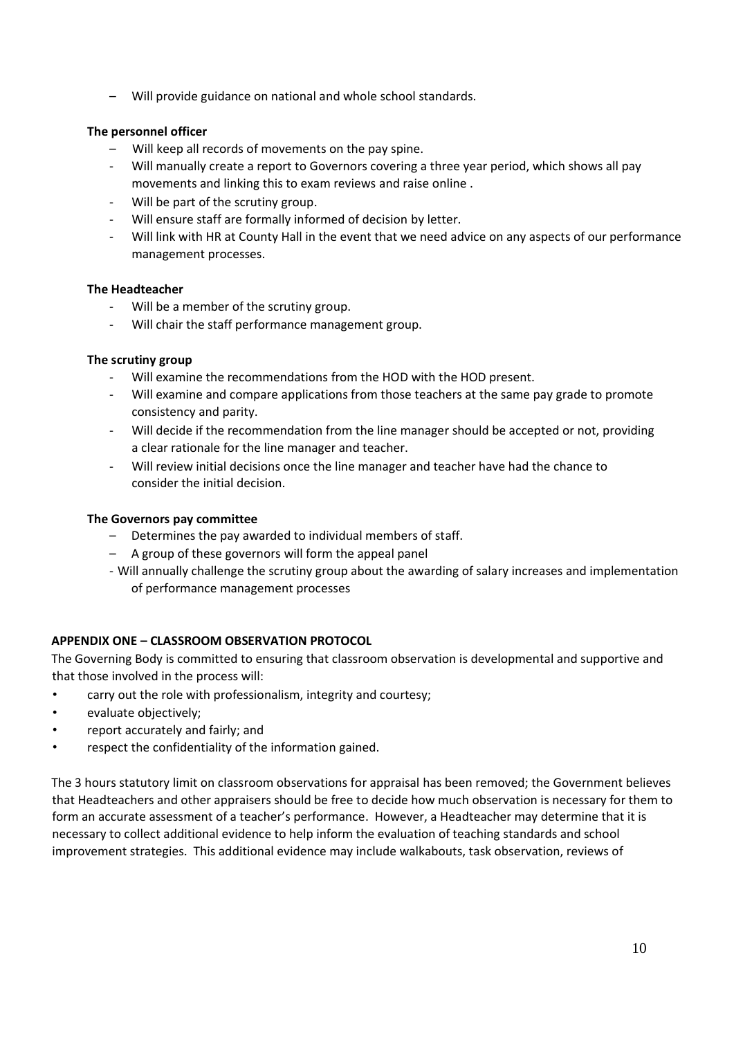- Will provide guidance on national and whole school standards.

**The personnel officer**

- Will keep all records of movements on the pay spine.
- Will manually create a report to Governors covering a three year period, which shows all pay movements and linking this to exam reviews and raise online .
- Will be part of the scrutiny group.
- Will ensure staff are formally informed of decision by letter.
- Will link with HR at County Hall in the event that we need advice on any aspects of our performance management processes.

**The Headteacher**

- Will be a member of the scrutiny group.
- Will chair the staff performance management group.

**The scrutiny group**

- Will examine the recommendations from the HOD with the HOD present.
- Will examine and compare applications from those teachers at the same pay grade to promote consistency and parity.
- Will decide if the recommendation from the line manager should be accepted or not, providing a clear rationale for the line manager and teacher.
- Will review initial decisions once the line manager and teacher have had the chance to consider the initial decision.

**The Governors pay committee**

- Determines the pay awarded to individual members of staff.
- A group of these governors will form the appeal panel
- Will annually challenge the scrutiny group about the awarding of salary increases and implementation of performance management processes

**APPENDIX ONE – CLASSROOM OBSERVATION PROTOCOL**

The Governing Body is committed to ensuring that classroom observation is developmental and supportive and that those involved in the process will:

- carry out the role with professionalism, integrity and courtesy;
- evaluate objectively;
- report accurately and fairly; and
- respect the confidentiality of the information gained.

The 3 hours statutory limit on classroom observations for appraisal has been removed; the Government believes that Headteachers and other appraisers should be free to decide how much observation is necessary for them to form an accurate assessment of a teacher's performance. However, a Headteacher may determine that it is necessary to collect additional evidence to help inform the evaluation of teaching standards and school improvement strategies. This additional evidence may include walkabouts, task observation, reviews of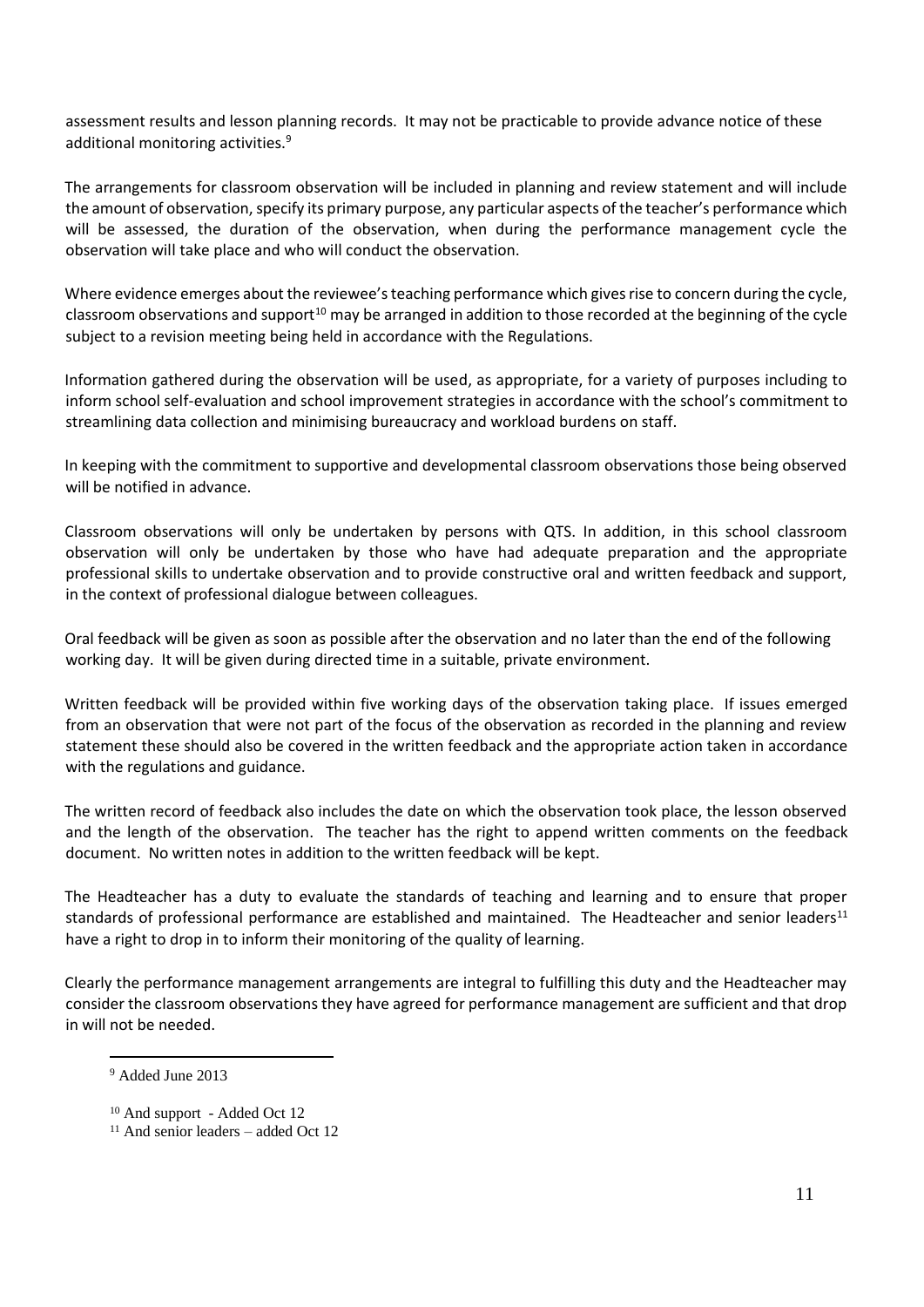assessment results and lesson planning records. It may not be practicable to provide advance notice of these additional monitoring activities.[9]

The arrangements for classroom observation will be included in planning and review statement and will include the amount of observation, specify its primary purpose, any particular aspects of the teacher's performance which will be assessed, the duration of the observation, when during the performance management cycle the observation will take place and who will conduct the observation.

Where evidence emerges about the reviewee's teaching performance which gives rise to concern during the cycle, classroom observations and support[10] may be arranged in addition to those recorded at the beginning of the cycle subject to a revision meeting being held in accordance with the Regulations.

Information gathered during the observation will be used, as appropriate, for a variety of purposes including to inform school self-evaluation and school improvement strategies in accordance with the school's commitment to streamlining data collection and minimising bureaucracy and workload burdens on staff.

In keeping with the commitment to supportive and developmental classroom observations those being observed will be notified in advance.

Classroom observations will only be undertaken by persons with QTS. In addition, in this school classroom observation will only be undertaken by those who have had adequate preparation and the appropriate professional skills to undertake observation and to provide constructive oral and written feedback and support, in the context of professional dialogue between colleagues.

Oral feedback will be given as soon as possible after the observation and no later than the end of the following working day. It will be given during directed time in a suitable, private environment.

Written feedback will be provided within five working days of the observation taking place. If issues emerged from an observation that were not part of the focus of the observation as recorded in the planning and review statement these should also be covered in the written feedback and the appropriate action taken in accordance with the regulations and guidance.

The written record of feedback also includes the date on which the observation took place, the lesson observed and the length of the observation. The teacher has the right to append written comments on the feedback document. No written notes in addition to the written feedback will be kept.

The Headteacher has a duty to evaluate the standards of teaching and learning and to ensure that proper standards of professional performance are established and maintained. The Headteacher and senior leaders[11] have a right to drop in to inform their monitoring of the quality of learning.

Clearly the performance management arrangements are integral to fulfilling this duty and the Headteacher may consider the classroom observations they have agreed for performance management are sufficient and that drop in will not be needed.

---

[9] Added June 2013

[10] And support - Added Oct 12

[11] And senior leaders – added Oct 12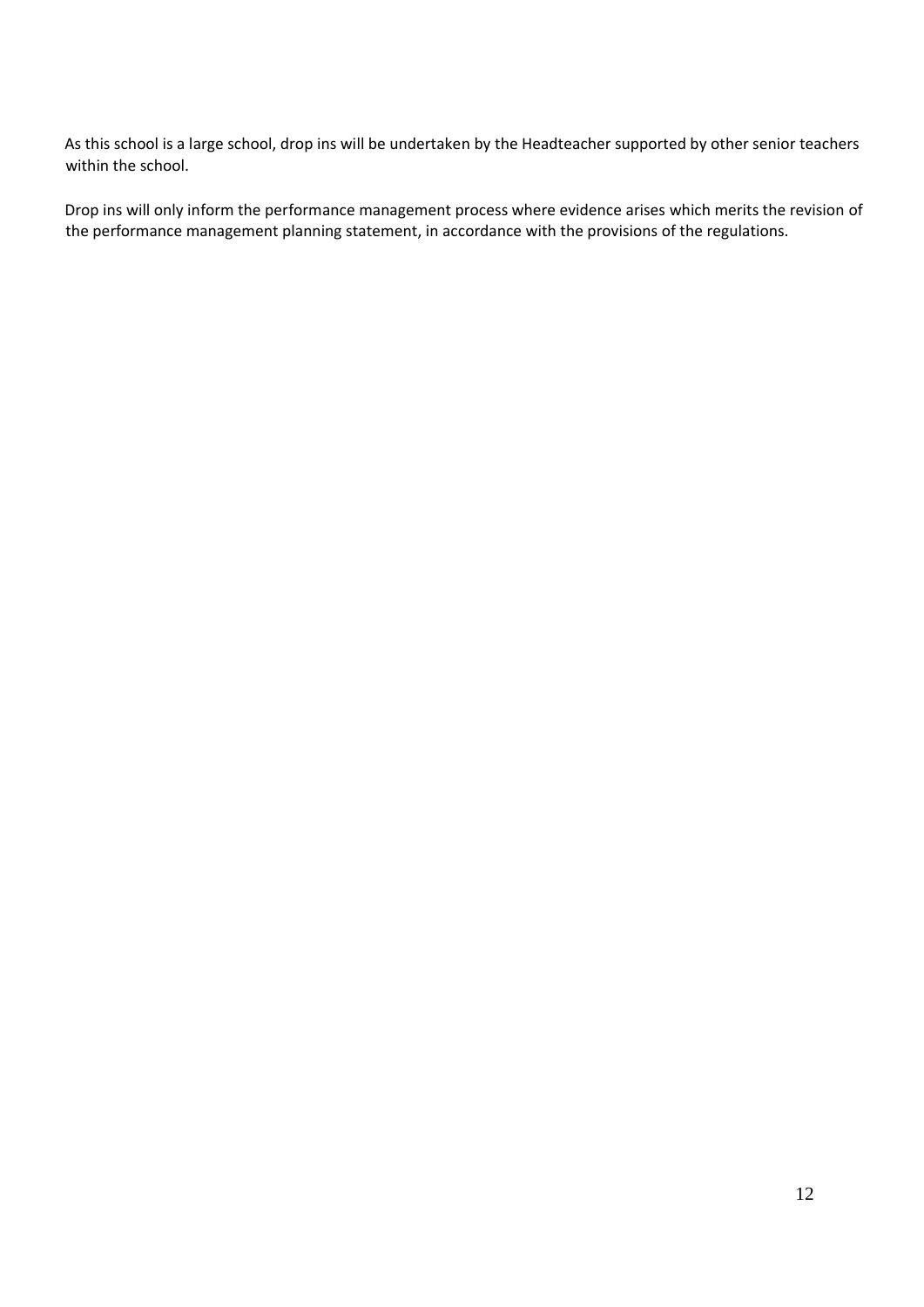As this school is a large school, drop ins will be undertaken by the Headteacher supported by other senior teachers within the school.

Drop ins will only inform the performance management process where evidence arises which merits the revision of the performance management planning statement, in accordance with the provisions of the regulations.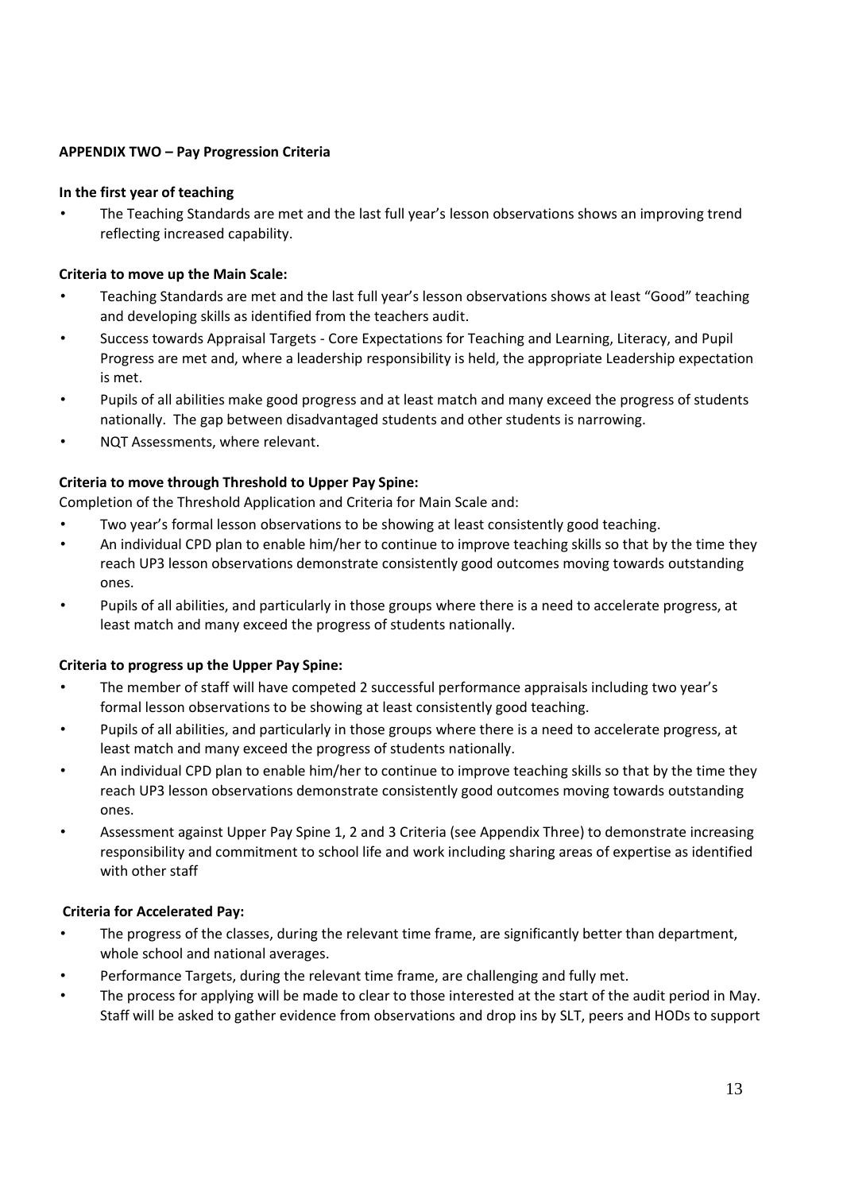**APPENDIX TWO – Pay Progression Criteria**

**In the first year of teaching**

- The Teaching Standards are met and the last full year's lesson observations shows an improving trend reflecting increased capability.

**Criteria to move up the Main Scale:**

- Teaching Standards are met and the last full year's lesson observations shows at least "Good" teaching and developing skills as identified from the teachers audit.
- Success towards Appraisal Targets - Core Expectations for Teaching and Learning, Literacy, and Pupil Progress are met and, where a leadership responsibility is held, the appropriate Leadership expectation is met.
- Pupils of all abilities make good progress and at least match and many exceed the progress of students nationally. The gap between disadvantaged students and other students is narrowing.
- NQT Assessments, where relevant.

**Criteria to move through Threshold to Upper Pay Spine:**

Completion of the Threshold Application and Criteria for Main Scale and:

- Two year's formal lesson observations to be showing at least consistently good teaching.
- An individual CPD plan to enable him/her to continue to improve teaching skills so that by the time they reach UP3 lesson observations demonstrate consistently good outcomes moving towards outstanding ones.
- Pupils of all abilities, and particularly in those groups where there is a need to accelerate progress, at least match and many exceed the progress of students nationally.

**Criteria to progress up the Upper Pay Spine:**

- The member of staff will have competed 2 successful performance appraisals including two year's formal lesson observations to be showing at least consistently good teaching.
- Pupils of all abilities, and particularly in those groups where there is a need to accelerate progress, at least match and many exceed the progress of students nationally.
- An individual CPD plan to enable him/her to continue to improve teaching skills so that by the time they reach UP3 lesson observations demonstrate consistently good outcomes moving towards outstanding ones.
- Assessment against Upper Pay Spine 1, 2 and 3 Criteria (see Appendix Three) to demonstrate increasing responsibility and commitment to school life and work including sharing areas of expertise as identified with other staff

**Criteria for Accelerated Pay:**

- The progress of the classes, during the relevant time frame, are significantly better than department, whole school and national averages.
- Performance Targets, during the relevant time frame, are challenging and fully met.
- The process for applying will be made to clear to those interested at the start of the audit period in May. Staff will be asked to gather evidence from observations and drop ins by SLT, peers and HODs to support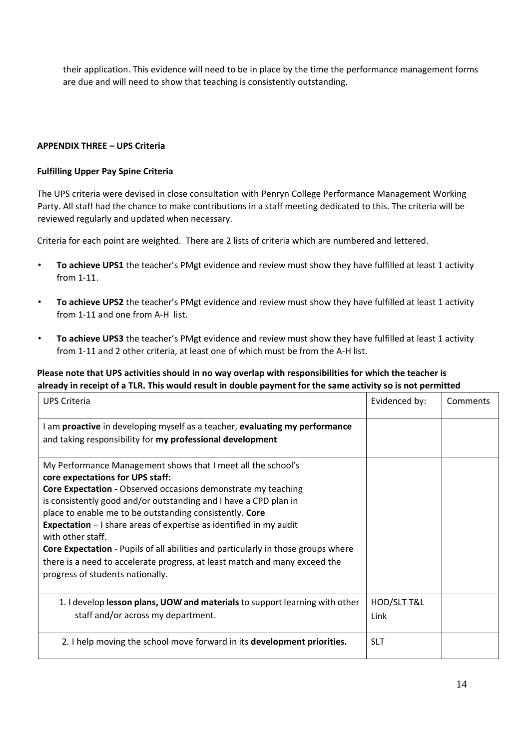their application. This evidence will need to be in place by the time the performance management forms are due and will need to show that teaching is consistently outstanding.

**APPENDIX THREE – UPS Criteria**

**Fulfilling Upper Pay Spine Criteria**

The UPS criteria were devised in close consultation with Penryn College Performance Management Working Party. All staff had the chance to make contributions in a staff meeting dedicated to this. The criteria will be reviewed regularly and updated when necessary.

Criteria for each point are weighted. There are 2 lists of criteria which are numbered and lettered.

- **To achieve UPS1** the teacher's PMgt evidence and review must show they have fulfilled at least 1 activity from 1-11.
- **To achieve UPS2** the teacher's PMgt evidence and review must show they have fulfilled at least 1 activity from 1-11 and one from A-H list.
- **To achieve UPS3** the teacher's PMgt evidence and review must show they have fulfilled at least 1 activity from 1-11 and 2 other criteria, at least one of which must be from the A-H list.

**Please note that UPS activities should in no way overlap with responsibilities for which the teacher is already in receipt of a TLR. This would result in double payment for the same activity so is not permitted**

| UPS Criteria | Evidenced by: | Comments |
| --- | --- | --- |
| I am **proactive** in developing myself as a teacher, **evaluating my performance** and taking responsibility for **my professional development** | | |
| My Performance Management shows that I meet all the school's **core expectations for UPS staff:** **Core Expectation -** Observed occasions demonstrate my teaching is consistently good and/or outstanding and I have a CPD plan in place to enable me to be outstanding consistently. **Core Expectation** – I share areas of expertise as identified in my audit with other staff. **Core Expectation** - Pupils of all abilities and particularly in those groups where there is a need to accelerate progress, at least match and many exceed the progress of students nationally. | | |
| 1. I develop **lesson plans, UOW and materials** to support learning with other staff and/or across my department. | HOD/SLT T&L Link | |
| 2. I help moving the school move forward in its **development priorities.** | SLT | |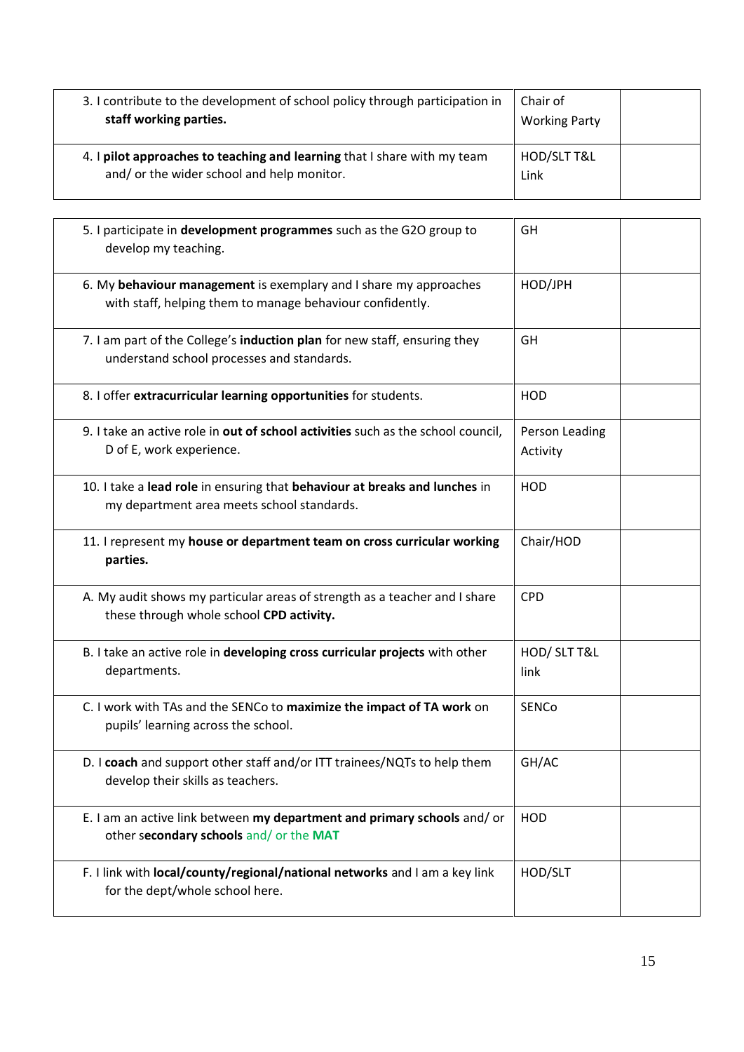| | | |
|---|---|---|
| 3. I contribute to the development of school policy through participation in **staff working parties.** | Chair of Working Party | |
| 4. I **pilot approaches to teaching and learning** that I share with my team and/ or the wider school and help monitor. | HOD/SLT T&L Link | |

| | | |
|---|---|---|
| 5. I participate in **development programmes** such as the G2O group to develop my teaching. | GH | |
| 6. My **behaviour management** is exemplary and I share my approaches with staff, helping them to manage behaviour confidently. | HOD/JPH | |
| 7. I am part of the College's **induction plan** for new staff, ensuring they understand school processes and standards. | GH | |
| 8. I offer **extracurricular learning opportunities** for students. | HOD | |
| 9. I take an active role in **out of school activities** such as the school council, D of E, work experience. | Person Leading Activity | |
| 10. I take a **lead role** in ensuring that **behaviour at breaks and lunches** in my department area meets school standards. | HOD | |
| 11. I represent my **house or department team on cross curricular working parties.** | Chair/HOD | |
| A. My audit shows my particular areas of strength as a teacher and I share these through whole school **CPD activity.** | CPD | |
| B. I take an active role in **developing cross curricular projects** with other departments. | HOD/ SLT T&L link | |
| C. I work with TAs and the SENCo to **maximize the impact of TA work** on pupils' learning across the school. | SENCo | |
| D. I **coach** and support other staff and/or ITT trainees/NQTs to help them develop their skills as teachers. | GH/AC | |
| E. I am an active link between **my department and primary schools** and/ or other s**econdary schools** and/ or the **MAT** | HOD | |
| F. I link with **local/county/regional/national networks** and I am a key link for the dept/whole school here. | HOD/SLT | |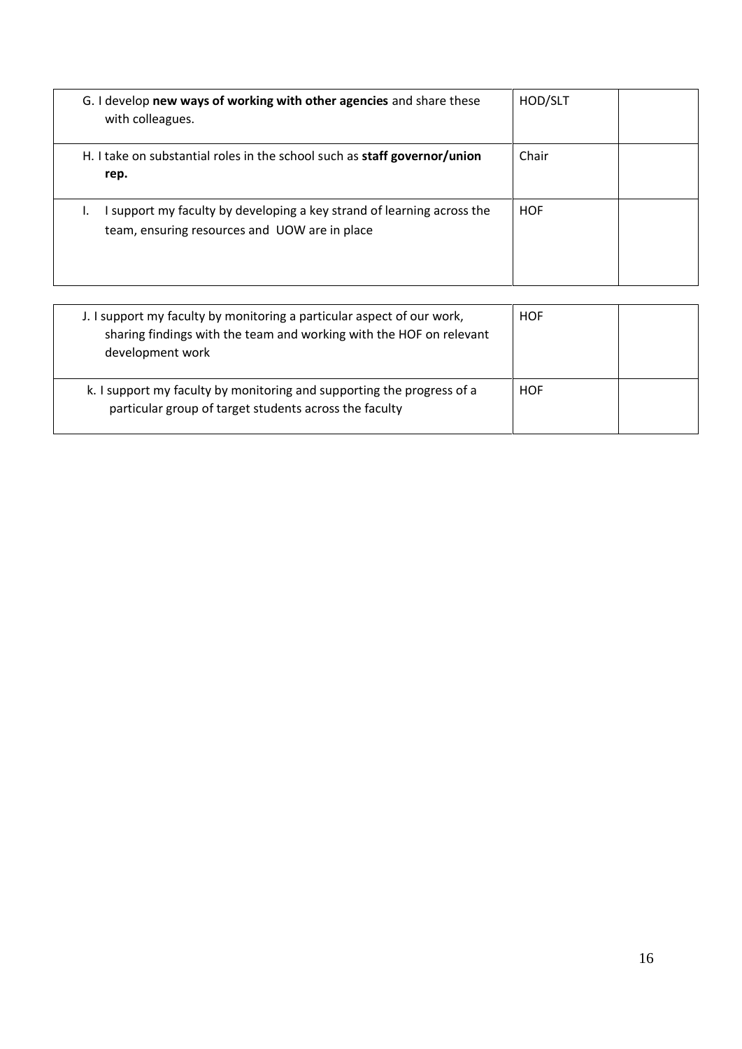| | | |
|---|---|---|
| G. I develop **new ways of working with other agencies** and share these with colleagues. | HOD/SLT | |
| H. I take on substantial roles in the school such as **staff governor/union rep.** | Chair | |
| I. I support my faculty by developing a key strand of learning across the team, ensuring resources and UOW are in place | HOF | |
| J. I support my faculty by monitoring a particular aspect of our work, sharing findings with the team and working with the HOF on relevant development work | HOF | |
| k. I support my faculty by monitoring and supporting the progress of a particular group of target students across the faculty | HOF | |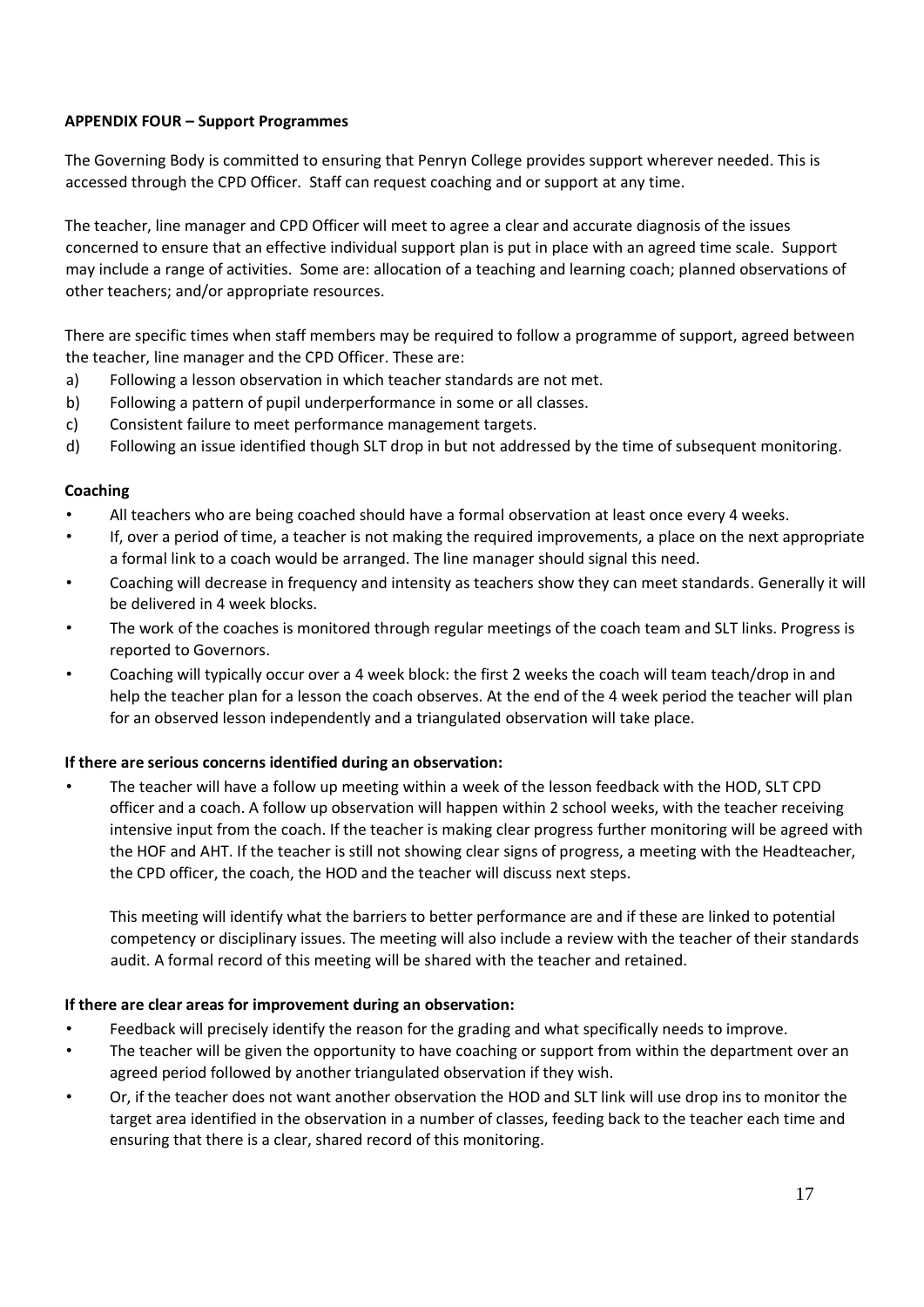**APPENDIX FOUR – Support Programmes**

The Governing Body is committed to ensuring that Penryn College provides support wherever needed. This is accessed through the CPD Officer. Staff can request coaching and or support at any time.

The teacher, line manager and CPD Officer will meet to agree a clear and accurate diagnosis of the issues concerned to ensure that an effective individual support plan is put in place with an agreed time scale. Support may include a range of activities. Some are: allocation of a teaching and learning coach; planned observations of other teachers; and/or appropriate resources.

There are specific times when staff members may be required to follow a programme of support, agreed between the teacher, line manager and the CPD Officer. These are:

a) Following a lesson observation in which teacher standards are not met.
b) Following a pattern of pupil underperformance in some or all classes.
c) Consistent failure to meet performance management targets.
d) Following an issue identified though SLT drop in but not addressed by the time of subsequent monitoring.

**Coaching**

- All teachers who are being coached should have a formal observation at least once every 4 weeks.
- If, over a period of time, a teacher is not making the required improvements, a place on the next appropriate a formal link to a coach would be arranged. The line manager should signal this need.
- Coaching will decrease in frequency and intensity as teachers show they can meet standards. Generally it will be delivered in 4 week blocks.
- The work of the coaches is monitored through regular meetings of the coach team and SLT links. Progress is reported to Governors.
- Coaching will typically occur over a 4 week block: the first 2 weeks the coach will team teach/drop in and help the teacher plan for a lesson the coach observes. At the end of the 4 week period the teacher will plan for an observed lesson independently and a triangulated observation will take place.

**If there are serious concerns identified during an observation:**

- The teacher will have a follow up meeting within a week of the lesson feedback with the HOD, SLT CPD officer and a coach. A follow up observation will happen within 2 school weeks, with the teacher receiving intensive input from the coach. If the teacher is making clear progress further monitoring will be agreed with the HOF and AHT. If the teacher is still not showing clear signs of progress, a meeting with the Headteacher, the CPD officer, the coach, the HOD and the teacher will discuss next steps.

  This meeting will identify what the barriers to better performance are and if these are linked to potential competency or disciplinary issues. The meeting will also include a review with the teacher of their standards audit. A formal record of this meeting will be shared with the teacher and retained.

**If there are clear areas for improvement during an observation:**

- Feedback will precisely identify the reason for the grading and what specifically needs to improve.
- The teacher will be given the opportunity to have coaching or support from within the department over an agreed period followed by another triangulated observation if they wish.
- Or, if the teacher does not want another observation the HOD and SLT link will use drop ins to monitor the target area identified in the observation in a number of classes, feeding back to the teacher each time and ensuring that there is a clear, shared record of this monitoring.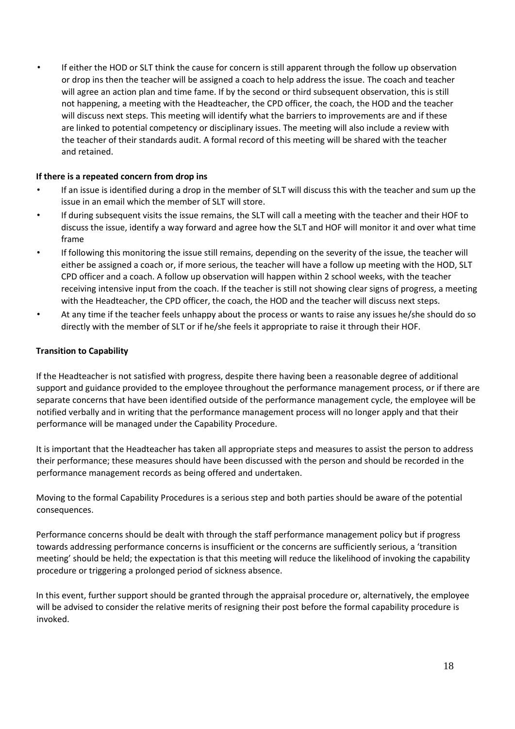- If either the HOD or SLT think the cause for concern is still apparent through the follow up observation or drop ins then the teacher will be assigned a coach to help address the issue. The coach and teacher will agree an action plan and time fame. If by the second or third subsequent observation, this is still not happening, a meeting with the Headteacher, the CPD officer, the coach, the HOD and the teacher will discuss next steps. This meeting will identify what the barriers to improvements are and if these are linked to potential competency or disciplinary issues. The meeting will also include a review with the teacher of their standards audit. A formal record of this meeting will be shared with the teacher and retained.

**If there is a repeated concern from drop ins**

- If an issue is identified during a drop in the member of SLT will discuss this with the teacher and sum up the issue in an email which the member of SLT will store.
- If during subsequent visits the issue remains, the SLT will call a meeting with the teacher and their HOF to discuss the issue, identify a way forward and agree how the SLT and HOF will monitor it and over what time frame
- If following this monitoring the issue still remains, depending on the severity of the issue, the teacher will either be assigned a coach or, if more serious, the teacher will have a follow up meeting with the HOD, SLT CPD officer and a coach. A follow up observation will happen within 2 school weeks, with the teacher receiving intensive input from the coach. If the teacher is still not showing clear signs of progress, a meeting with the Headteacher, the CPD officer, the coach, the HOD and the teacher will discuss next steps.
- At any time if the teacher feels unhappy about the process or wants to raise any issues he/she should do so directly with the member of SLT or if he/she feels it appropriate to raise it through their HOF.

**Transition to Capability**

If the Headteacher is not satisfied with progress, despite there having been a reasonable degree of additional support and guidance provided to the employee throughout the performance management process, or if there are separate concerns that have been identified outside of the performance management cycle, the employee will be notified verbally and in writing that the performance management process will no longer apply and that their performance will be managed under the Capability Procedure.

It is important that the Headteacher has taken all appropriate steps and measures to assist the person to address their performance; these measures should have been discussed with the person and should be recorded in the performance management records as being offered and undertaken.

Moving to the formal Capability Procedures is a serious step and both parties should be aware of the potential consequences.

Performance concerns should be dealt with through the staff performance management policy but if progress towards addressing performance concerns is insufficient or the concerns are sufficiently serious, a 'transition meeting' should be held; the expectation is that this meeting will reduce the likelihood of invoking the capability procedure or triggering a prolonged period of sickness absence.

In this event, further support should be granted through the appraisal procedure or, alternatively, the employee will be advised to consider the relative merits of resigning their post before the formal capability procedure is invoked.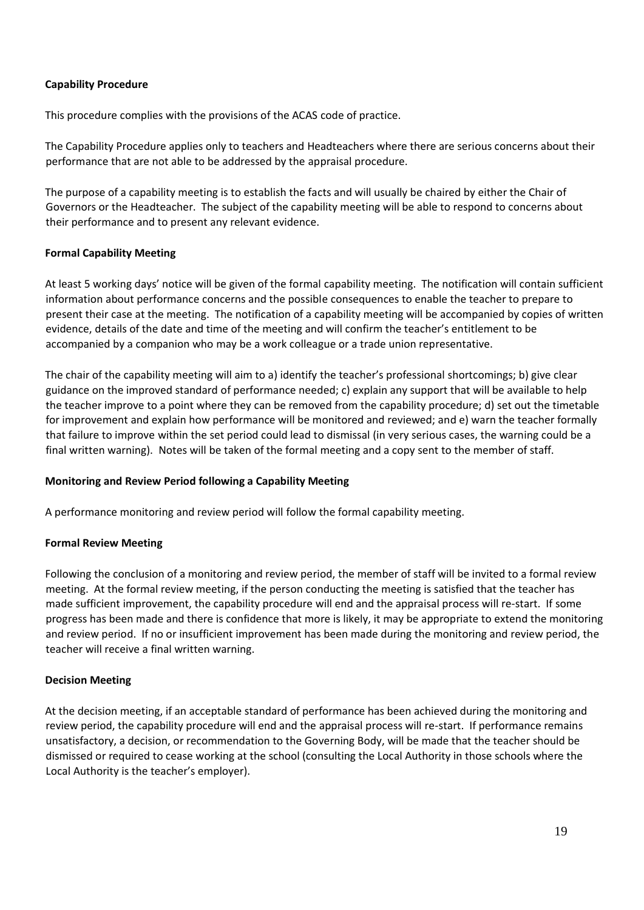**Capability Procedure**

This procedure complies with the provisions of the ACAS code of practice.

The Capability Procedure applies only to teachers and Headteachers where there are serious concerns about their performance that are not able to be addressed by the appraisal procedure.

The purpose of a capability meeting is to establish the facts and will usually be chaired by either the Chair of Governors or the Headteacher. The subject of the capability meeting will be able to respond to concerns about their performance and to present any relevant evidence.

**Formal Capability Meeting**

At least 5 working days' notice will be given of the formal capability meeting. The notification will contain sufficient information about performance concerns and the possible consequences to enable the teacher to prepare to present their case at the meeting. The notification of a capability meeting will be accompanied by copies of written evidence, details of the date and time of the meeting and will confirm the teacher's entitlement to be accompanied by a companion who may be a work colleague or a trade union representative.

The chair of the capability meeting will aim to a) identify the teacher's professional shortcomings; b) give clear guidance on the improved standard of performance needed; c) explain any support that will be available to help the teacher improve to a point where they can be removed from the capability procedure; d) set out the timetable for improvement and explain how performance will be monitored and reviewed; and e) warn the teacher formally that failure to improve within the set period could lead to dismissal (in very serious cases, the warning could be a final written warning). Notes will be taken of the formal meeting and a copy sent to the member of staff.

**Monitoring and Review Period following a Capability Meeting**

A performance monitoring and review period will follow the formal capability meeting.

**Formal Review Meeting**

Following the conclusion of a monitoring and review period, the member of staff will be invited to a formal review meeting. At the formal review meeting, if the person conducting the meeting is satisfied that the teacher has made sufficient improvement, the capability procedure will end and the appraisal process will re-start. If some progress has been made and there is confidence that more is likely, it may be appropriate to extend the monitoring and review period. If no or insufficient improvement has been made during the monitoring and review period, the teacher will receive a final written warning.

**Decision Meeting**

At the decision meeting, if an acceptable standard of performance has been achieved during the monitoring and review period, the capability procedure will end and the appraisal process will re-start. If performance remains unsatisfactory, a decision, or recommendation to the Governing Body, will be made that the teacher should be dismissed or required to cease working at the school (consulting the Local Authority in those schools where the Local Authority is the teacher's employer).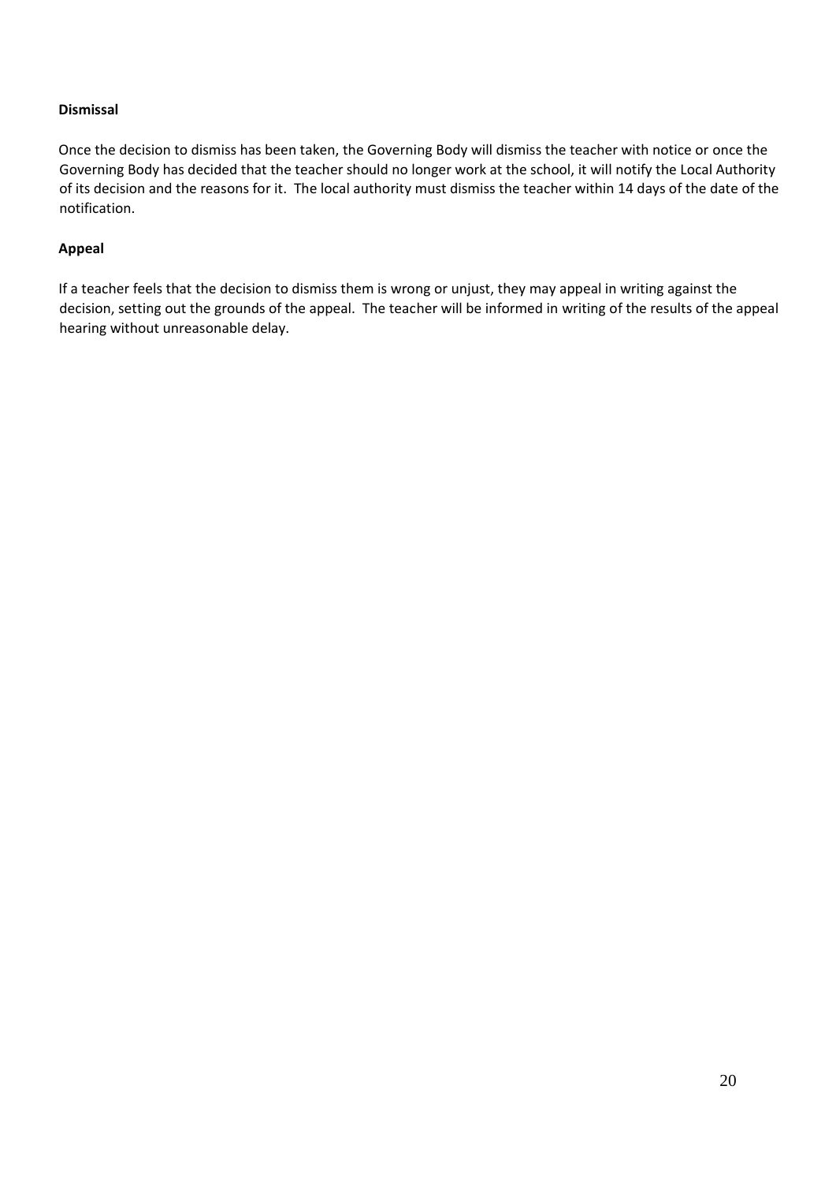**Dismissal**

Once the decision to dismiss has been taken, the Governing Body will dismiss the teacher with notice or once the Governing Body has decided that the teacher should no longer work at the school, it will notify the Local Authority of its decision and the reasons for it. The local authority must dismiss the teacher within 14 days of the date of the notification.

**Appeal**

If a teacher feels that the decision to dismiss them is wrong or unjust, they may appeal in writing against the decision, setting out the grounds of the appeal. The teacher will be informed in writing of the results of the appeal hearing without unreasonable delay.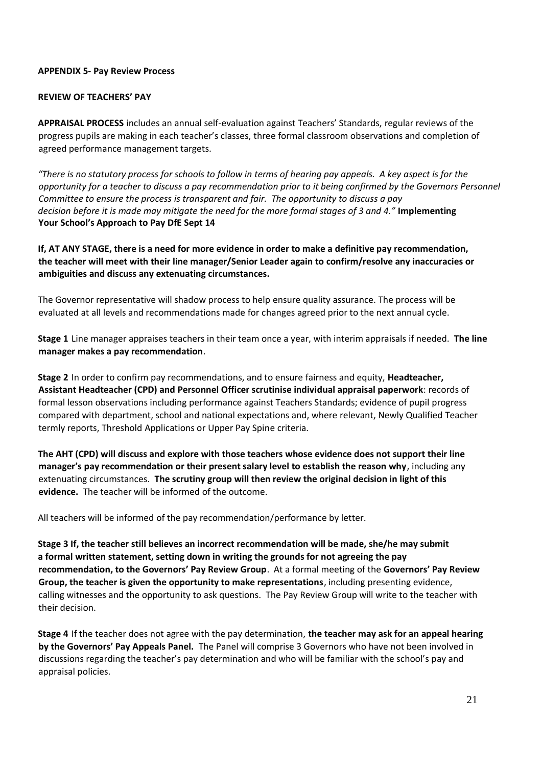**APPENDIX 5- Pay Review Process**

**REVIEW OF TEACHERS' PAY**

**APPRAISAL PROCESS** includes an annual self-evaluation against Teachers' Standards, regular reviews of the progress pupils are making in each teacher's classes, three formal classroom observations and completion of agreed performance management targets.

*"There is no statutory process for schools to follow in terms of hearing pay appeals. A key aspect is for the opportunity for a teacher to discuss a pay recommendation prior to it being confirmed by the Governors Personnel Committee to ensure the process is transparent and fair. The opportunity to discuss a pay decision before it is made may mitigate the need for the more formal stages of 3 and 4."* **Implementing Your School's Approach to Pay DfE Sept 14**

**If, AT ANY STAGE, there is a need for more evidence in order to make a definitive pay recommendation, the teacher will meet with their line manager/Senior Leader again to confirm/resolve any inaccuracies or ambiguities and discuss any extenuating circumstances.**

The Governor representative will shadow process to help ensure quality assurance. The process will be evaluated at all levels and recommendations made for changes agreed prior to the next annual cycle.

**Stage 1** Line manager appraises teachers in their team once a year, with interim appraisals if needed. **The line manager makes a pay recommendation**.

**Stage 2** In order to confirm pay recommendations, and to ensure fairness and equity, **Headteacher, Assistant Headteacher (CPD) and Personnel Officer scrutinise individual appraisal paperwork**: records of formal lesson observations including performance against Teachers Standards; evidence of pupil progress compared with department, school and national expectations and, where relevant, Newly Qualified Teacher termly reports, Threshold Applications or Upper Pay Spine criteria.

**The AHT (CPD) will discuss and explore with those teachers whose evidence does not support their line manager's pay recommendation or their present salary level to establish the reason why**, including any extenuating circumstances. **The scrutiny group will then review the original decision in light of this evidence.** The teacher will be informed of the outcome.

All teachers will be informed of the pay recommendation/performance by letter.

**Stage 3 If, the teacher still believes an incorrect recommendation will be made, she/he may submit a formal written statement, setting down in writing the grounds for not agreeing the pay recommendation, to the Governors' Pay Review Group**. At a formal meeting of the **Governors' Pay Review Group, the teacher is given the opportunity to make representations**, including presenting evidence, calling witnesses and the opportunity to ask questions. The Pay Review Group will write to the teacher with their decision.

**Stage 4** If the teacher does not agree with the pay determination, **the teacher may ask for an appeal hearing by the Governors' Pay Appeals Panel.** The Panel will comprise 3 Governors who have not been involved in discussions regarding the teacher's pay determination and who will be familiar with the school's pay and appraisal policies.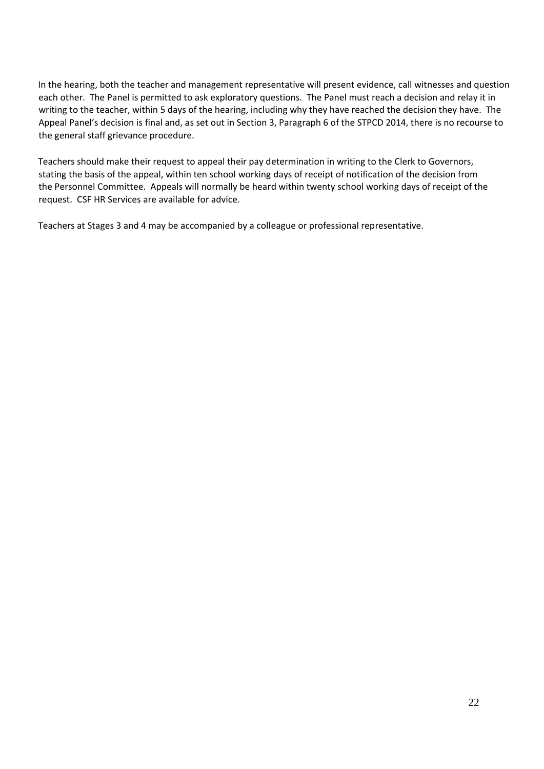In the hearing, both the teacher and management representative will present evidence, call witnesses and question each other. The Panel is permitted to ask exploratory questions. The Panel must reach a decision and relay it in writing to the teacher, within 5 days of the hearing, including why they have reached the decision they have. The Appeal Panel's decision is final and, as set out in Section 3, Paragraph 6 of the STPCD 2014, there is no recourse to the general staff grievance procedure.

Teachers should make their request to appeal their pay determination in writing to the Clerk to Governors, stating the basis of the appeal, within ten school working days of receipt of notification of the decision from the Personnel Committee. Appeals will normally be heard within twenty school working days of receipt of the request. CSF HR Services are available for advice.

Teachers at Stages 3 and 4 may be accompanied by a colleague or professional representative.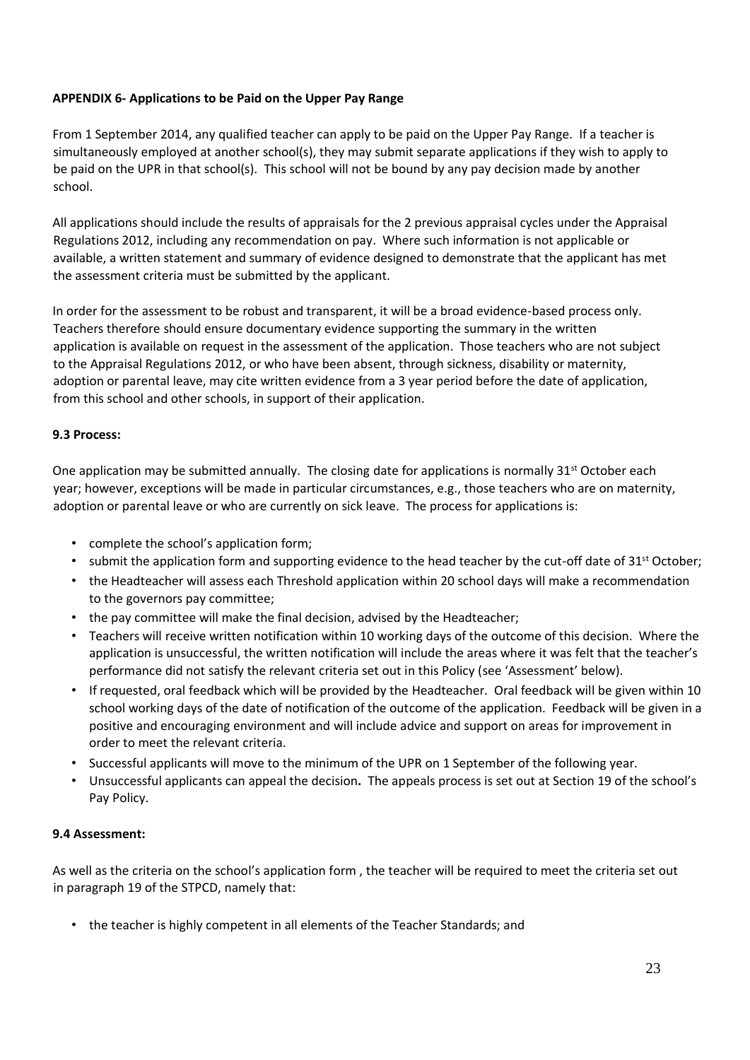**APPENDIX 6- Applications to be Paid on the Upper Pay Range**

From 1 September 2014, any qualified teacher can apply to be paid on the Upper Pay Range. If a teacher is simultaneously employed at another school(s), they may submit separate applications if they wish to apply to be paid on the UPR in that school(s). This school will not be bound by any pay decision made by another school.

All applications should include the results of appraisals for the 2 previous appraisal cycles under the Appraisal Regulations 2012, including any recommendation on pay. Where such information is not applicable or available, a written statement and summary of evidence designed to demonstrate that the applicant has met the assessment criteria must be submitted by the applicant.

In order for the assessment to be robust and transparent, it will be a broad evidence-based process only. Teachers therefore should ensure documentary evidence supporting the summary in the written application is available on request in the assessment of the application. Those teachers who are not subject to the Appraisal Regulations 2012, or who have been absent, through sickness, disability or maternity, adoption or parental leave, may cite written evidence from a 3 year period before the date of application, from this school and other schools, in support of their application.

**9.3 Process:**

One application may be submitted annually. The closing date for applications is normally 31st October each year; however, exceptions will be made in particular circumstances, e.g., those teachers who are on maternity, adoption or parental leave or who are currently on sick leave. The process for applications is:

- complete the school's application form;
- submit the application form and supporting evidence to the head teacher by the cut-off date of 31st October;
- the Headteacher will assess each Threshold application within 20 school days will make a recommendation to the governors pay committee;
- the pay committee will make the final decision, advised by the Headteacher;
- Teachers will receive written notification within 10 working days of the outcome of this decision. Where the application is unsuccessful, the written notification will include the areas where it was felt that the teacher's performance did not satisfy the relevant criteria set out in this Policy (see 'Assessment' below).
- If requested, oral feedback which will be provided by the Headteacher. Oral feedback will be given within 10 school working days of the date of notification of the outcome of the application. Feedback will be given in a positive and encouraging environment and will include advice and support on areas for improvement in order to meet the relevant criteria.
- Successful applicants will move to the minimum of the UPR on 1 September of the following year.
- Unsuccessful applicants can appeal the decision**.** The appeals process is set out at Section 19 of the school's Pay Policy.

**9.4 Assessment:**

As well as the criteria on the school's application form , the teacher will be required to meet the criteria set out in paragraph 19 of the STPCD, namely that:

- the teacher is highly competent in all elements of the Teacher Standards; and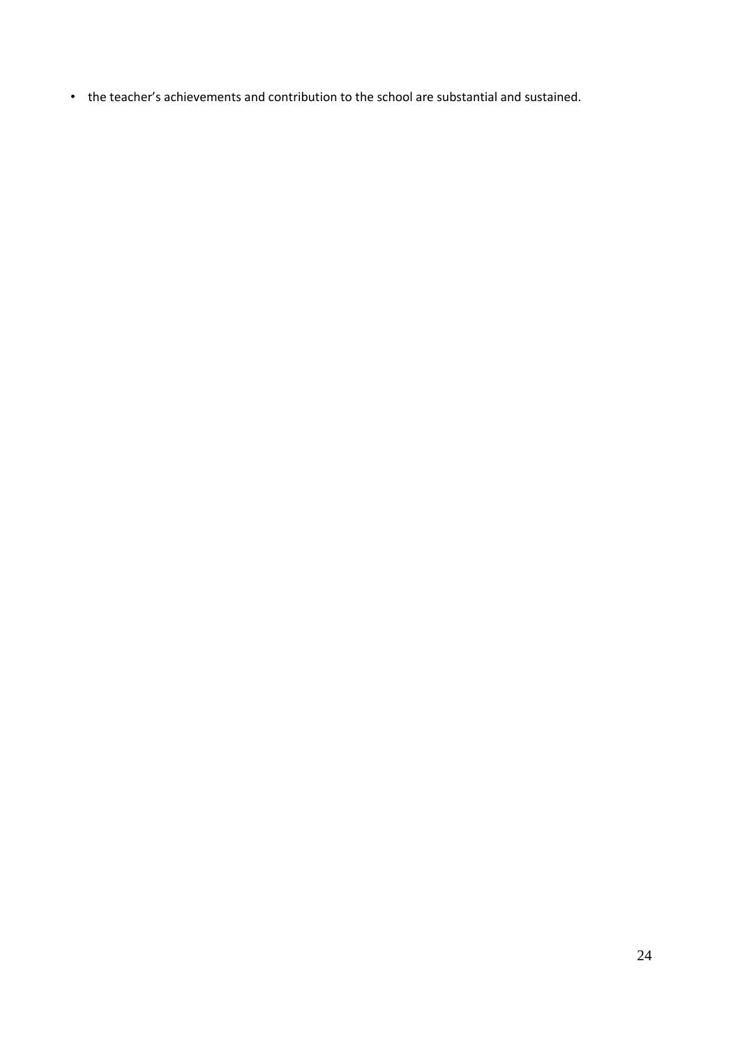- the teacher’s achievements and contribution to the school are substantial and sustained.